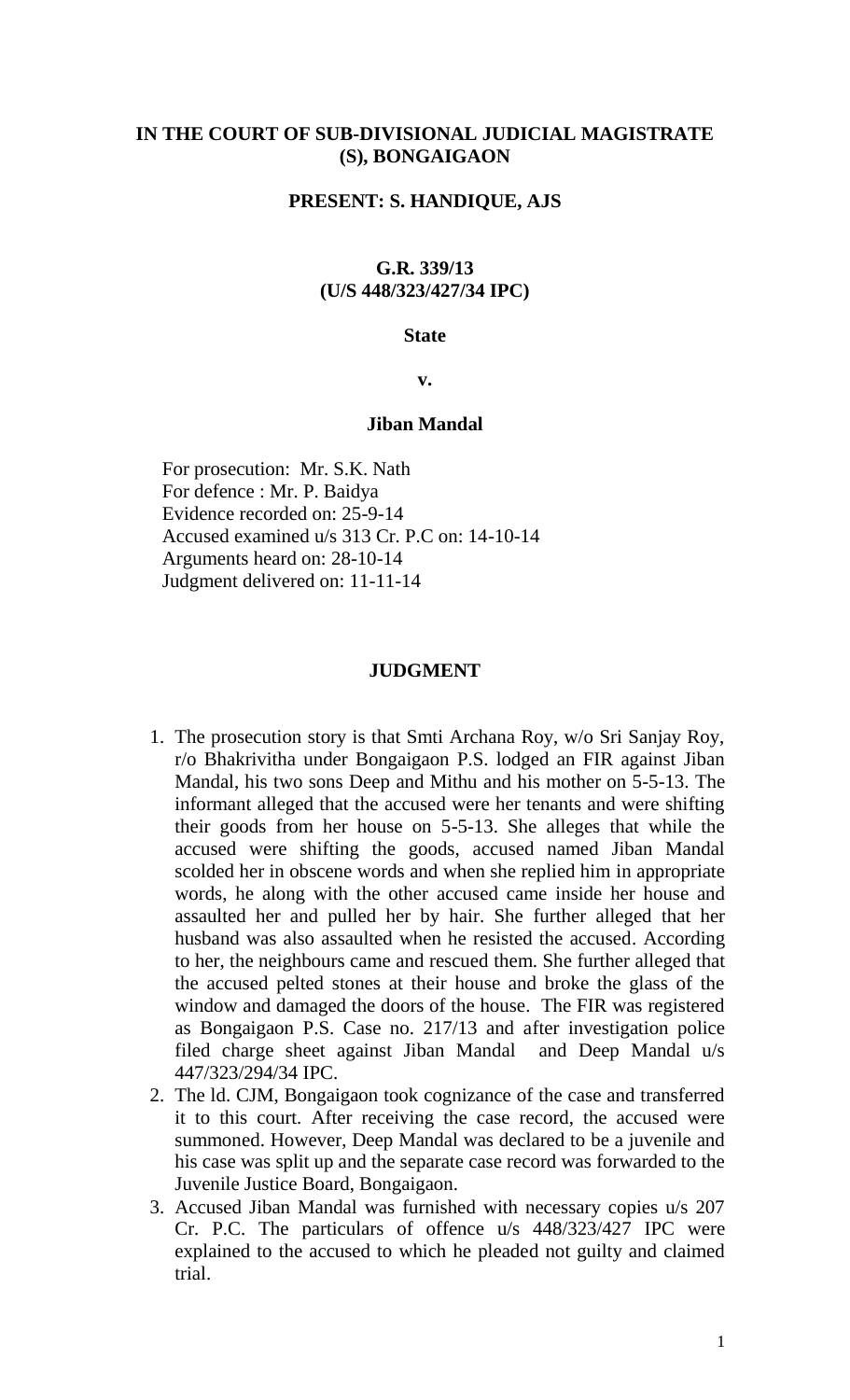**IN THE COURT OF SUB-DIVISIONAL JUDICIAL MAGISTRATE (S), BONGAIGAON**

**PRESENT: S. HANDIQUE, AJS**

**G.R. 339/13**
**(U/S 448/323/427/34 IPC)**

**State**

**v.**

**Jiban Mandal**

For prosecution: Mr. S.K. Nath
For defence : Mr. P. Baidya
Evidence recorded on: 25-9-14
Accused examined u/s 313 Cr. P.C on: 14-10-14
Arguments heard on: 28-10-14
Judgment delivered on: 11-11-14

**JUDGMENT**

1. The prosecution story is that Smti Archana Roy, w/o Sri Sanjay Roy, r/o Bhakrivitha under Bongaigaon P.S. lodged an FIR against Jiban Mandal, his two sons Deep and Mithu and his mother on 5-5-13. The informant alleged that the accused were her tenants and were shifting their goods from her house on 5-5-13. She alleges that while the accused were shifting the goods, accused named Jiban Mandal scolded her in obscene words and when she replied him in appropriate words, he along with the other accused came inside her house and assaulted her and pulled her by hair. She further alleged that her husband was also assaulted when he resisted the accused. According to her, the neighbours came and rescued them. She further alleged that the accused pelted stones at their house and broke the glass of the window and damaged the doors of the house. The FIR was registered as Bongaigaon P.S. Case no. 217/13 and after investigation police filed charge sheet against Jiban Mandal and Deep Mandal u/s 447/323/294/34 IPC.
2. The ld. CJM, Bongaigaon took cognizance of the case and transferred it to this court. After receiving the case record, the accused were summoned. However, Deep Mandal was declared to be a juvenile and his case was split up and the separate case record was forwarded to the Juvenile Justice Board, Bongaigaon.
3. Accused Jiban Mandal was furnished with necessary copies u/s 207 Cr. P.C. The particulars of offence u/s 448/323/427 IPC were explained to the accused to which he pleaded not guilty and claimed trial.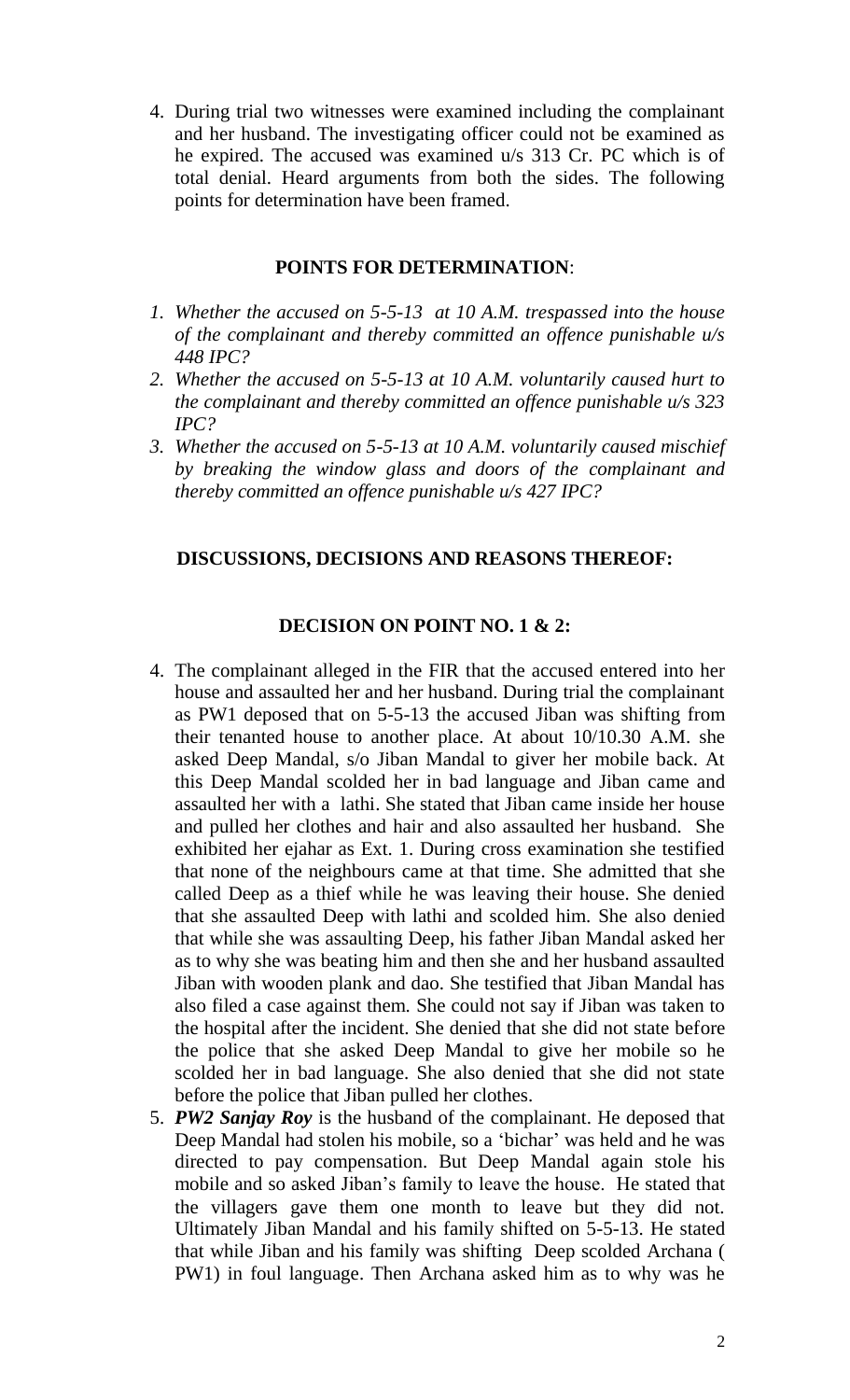4. During trial two witnesses were examined including the complainant and her husband. The investigating officer could not be examined as he expired. The accused was examined u/s 313 Cr. PC which is of total denial. Heard arguments from both the sides. The following points for determination have been framed.

**POINTS FOR DETERMINATION**:

1. *Whether the accused on 5-5-13 at 10 A.M. trespassed into the house of the complainant and thereby committed an offence punishable u/s 448 IPC?*
2. *Whether the accused on 5-5-13 at 10 A.M. voluntarily caused hurt to the complainant and thereby committed an offence punishable u/s 323 IPC?*
3. *Whether the accused on 5-5-13 at 10 A.M. voluntarily caused mischief by breaking the window glass and doors of the complainant and thereby committed an offence punishable u/s 427 IPC?*

**DISCUSSIONS, DECISIONS AND REASONS THEREOF:**

**DECISION ON POINT NO. 1 & 2:**

4. The complainant alleged in the FIR that the accused entered into her house and assaulted her and her husband. During trial the complainant as PW1 deposed that on 5-5-13 the accused Jiban was shifting from their tenanted house to another place. At about 10/10.30 A.M. she asked Deep Mandal, s/o Jiban Mandal to giver her mobile back. At this Deep Mandal scolded her in bad language and Jiban came and assaulted her with a lathi. She stated that Jiban came inside her house and pulled her clothes and hair and also assaulted her husband. She exhibited her ejahar as Ext. 1. During cross examination she testified that none of the neighbours came at that time. She admitted that she called Deep as a thief while he was leaving their house. She denied that she assaulted Deep with lathi and scolded him. She also denied that while she was assaulting Deep, his father Jiban Mandal asked her as to why she was beating him and then she and her husband assaulted Jiban with wooden plank and dao. She testified that Jiban Mandal has also filed a case against them. She could not say if Jiban was taken to the hospital after the incident. She denied that she did not state before the police that she asked Deep Mandal to give her mobile so he scolded her in bad language. She also denied that she did not state before the police that Jiban pulled her clothes.
5. ***PW2 Sanjay Roy*** is the husband of the complainant. He deposed that Deep Mandal had stolen his mobile, so a 'bichar' was held and he was directed to pay compensation. But Deep Mandal again stole his mobile and so asked Jiban's family to leave the house. He stated that the villagers gave them one month to leave but they did not. Ultimately Jiban Mandal and his family shifted on 5-5-13. He stated that while Jiban and his family was shifting Deep scolded Archana ( PW1) in foul language. Then Archana asked him as to why was he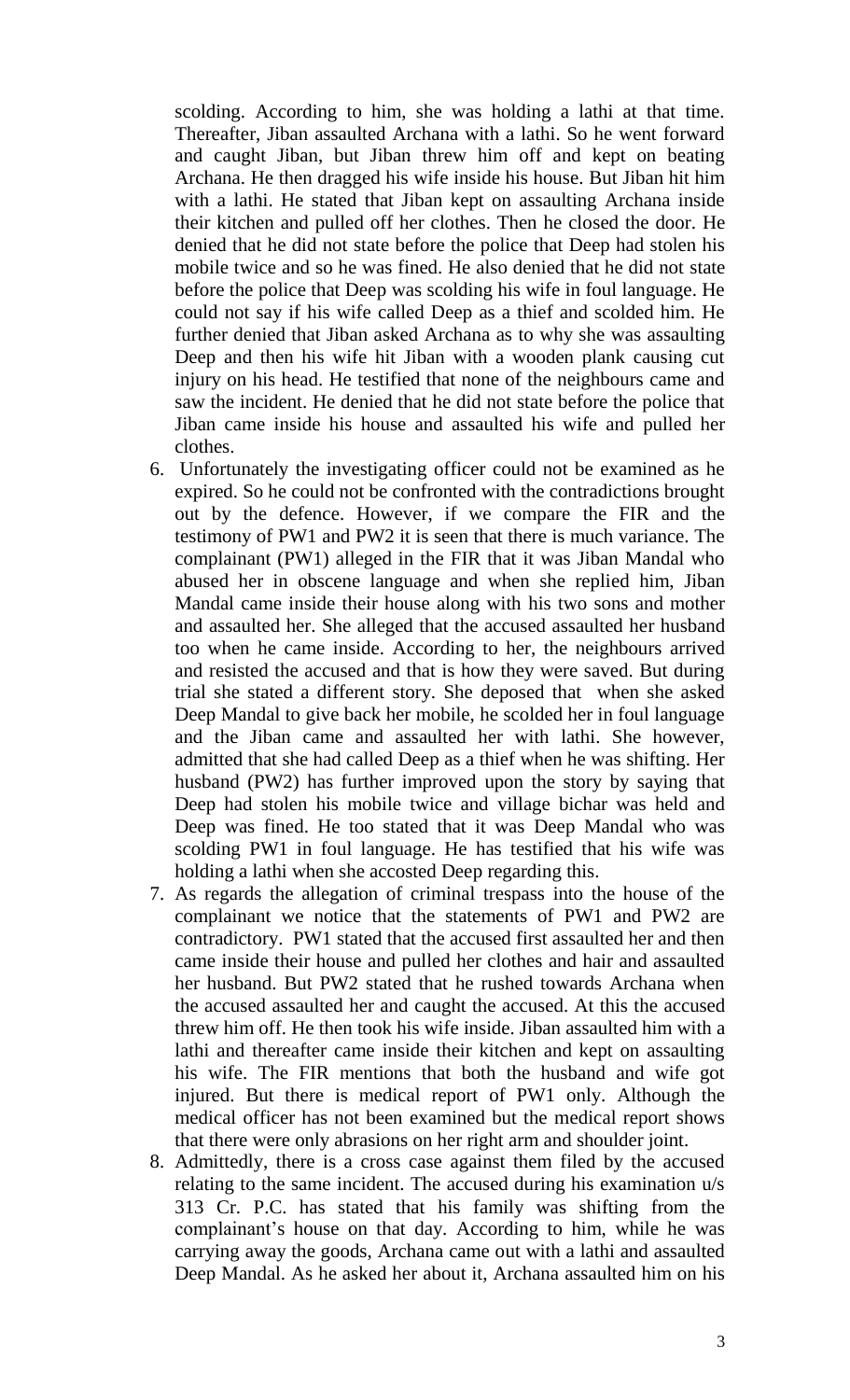scolding. According to him, she was holding a lathi at that time. Thereafter, Jiban assaulted Archana with a lathi. So he went forward and caught Jiban, but Jiban threw him off and kept on beating Archana. He then dragged his wife inside his house. But Jiban hit him with a lathi. He stated that Jiban kept on assaulting Archana inside their kitchen and pulled off her clothes. Then he closed the door. He denied that he did not state before the police that Deep had stolen his mobile twice and so he was fined. He also denied that he did not state before the police that Deep was scolding his wife in foul language. He could not say if his wife called Deep as a thief and scolded him. He further denied that Jiban asked Archana as to why she was assaulting Deep and then his wife hit Jiban with a wooden plank causing cut injury on his head. He testified that none of the neighbours came and saw the incident. He denied that he did not state before the police that Jiban came inside his house and assaulted his wife and pulled her clothes.

6. Unfortunately the investigating officer could not be examined as he expired. So he could not be confronted with the contradictions brought out by the defence. However, if we compare the FIR and the testimony of PW1 and PW2 it is seen that there is much variance. The complainant (PW1) alleged in the FIR that it was Jiban Mandal who abused her in obscene language and when she replied him, Jiban Mandal came inside their house along with his two sons and mother and assaulted her. She alleged that the accused assaulted her husband too when he came inside. According to her, the neighbours arrived and resisted the accused and that is how they were saved. But during trial she stated a different story. She deposed that when she asked Deep Mandal to give back her mobile, he scolded her in foul language and the Jiban came and assaulted her with lathi. She however, admitted that she had called Deep as a thief when he was shifting. Her husband (PW2) has further improved upon the story by saying that Deep had stolen his mobile twice and village bichar was held and Deep was fined. He too stated that it was Deep Mandal who was scolding PW1 in foul language. He has testified that his wife was holding a lathi when she accosted Deep regarding this.

7. As regards the allegation of criminal trespass into the house of the complainant we notice that the statements of PW1 and PW2 are contradictory. PW1 stated that the accused first assaulted her and then came inside their house and pulled her clothes and hair and assaulted her husband. But PW2 stated that he rushed towards Archana when the accused assaulted her and caught the accused. At this the accused threw him off. He then took his wife inside. Jiban assaulted him with a lathi and thereafter came inside their kitchen and kept on assaulting his wife. The FIR mentions that both the husband and wife got injured. But there is medical report of PW1 only. Although the medical officer has not been examined but the medical report shows that there were only abrasions on her right arm and shoulder joint.

8. Admittedly, there is a cross case against them filed by the accused relating to the same incident. The accused during his examination u/s 313 Cr. P.C. has stated that his family was shifting from the complainant's house on that day. According to him, while he was carrying away the goods, Archana came out with a lathi and assaulted Deep Mandal. As he asked her about it, Archana assaulted him on his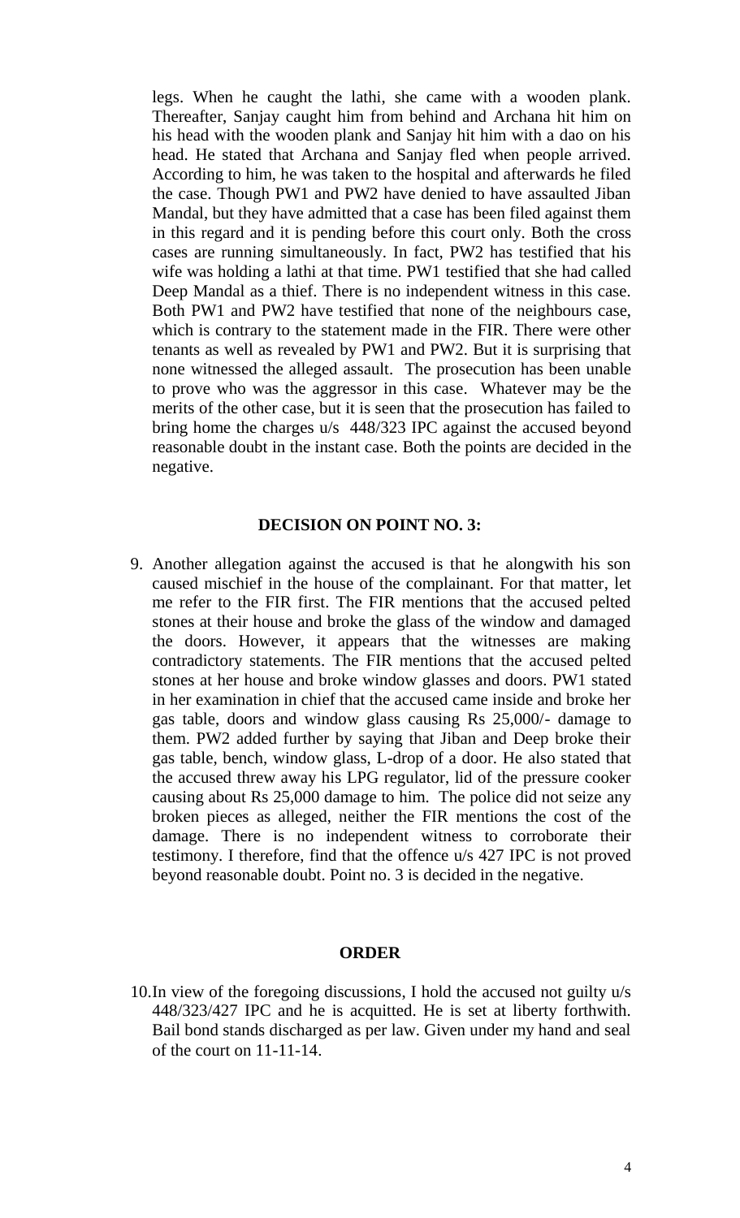legs. When he caught the lathi, she came with a wooden plank. Thereafter, Sanjay caught him from behind and Archana hit him on his head with the wooden plank and Sanjay hit him with a dao on his head. He stated that Archana and Sanjay fled when people arrived. According to him, he was taken to the hospital and afterwards he filed the case. Though PW1 and PW2 have denied to have assaulted Jiban Mandal, but they have admitted that a case has been filed against them in this regard and it is pending before this court only. Both the cross cases are running simultaneously. In fact, PW2 has testified that his wife was holding a lathi at that time. PW1 testified that she had called Deep Mandal as a thief. There is no independent witness in this case. Both PW1 and PW2 have testified that none of the neighbours case, which is contrary to the statement made in the FIR. There were other tenants as well as revealed by PW1 and PW2. But it is surprising that none witnessed the alleged assault. The prosecution has been unable to prove who was the aggressor in this case. Whatever may be the merits of the other case, but it is seen that the prosecution has failed to bring home the charges u/s 448/323 IPC against the accused beyond reasonable doubt in the instant case. Both the points are decided in the negative.

**DECISION ON POINT NO. 3:**

9. Another allegation against the accused is that he alongwith his son caused mischief in the house of the complainant. For that matter, let me refer to the FIR first. The FIR mentions that the accused pelted stones at their house and broke the glass of the window and damaged the doors. However, it appears that the witnesses are making contradictory statements. The FIR mentions that the accused pelted stones at her house and broke window glasses and doors. PW1 stated in her examination in chief that the accused came inside and broke her gas table, doors and window glass causing Rs 25,000/- damage to them. PW2 added further by saying that Jiban and Deep broke their gas table, bench, window glass, L-drop of a door. He also stated that the accused threw away his LPG regulator, lid of the pressure cooker causing about Rs 25,000 damage to him. The police did not seize any broken pieces as alleged, neither the FIR mentions the cost of the damage. There is no independent witness to corroborate their testimony. I therefore, find that the offence u/s 427 IPC is not proved beyond reasonable doubt. Point no. 3 is decided in the negative.

**ORDER**

10. In view of the foregoing discussions, I hold the accused not guilty u/s 448/323/427 IPC and he is acquitted. He is set at liberty forthwith. Bail bond stands discharged as per law. Given under my hand and seal of the court on 11-11-14.